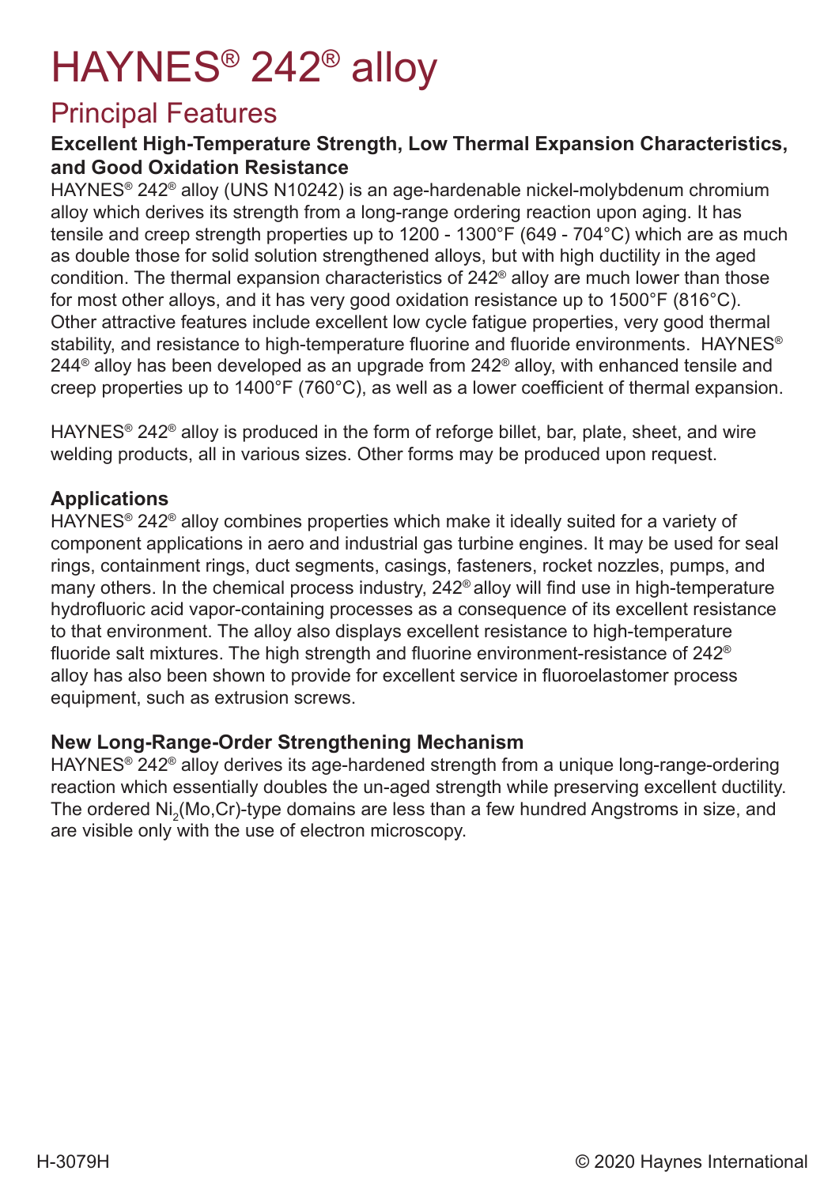# HAYNES® 242® alloy

## Principal Features

### Excellent High-Temperature Strength, Low Thermal Expansion Characteristics, and Good Oxidation Resistance

HAYNES® 242® alloy (UNS N10242) is an age-hardenable nickel-molybdenum chromium alloy which derives its strength from a long-range ordering reaction upon aging. It has tensile and creep strength properties up to 1200 - 1300°F (649 - 704°C) which are as much as double those for solid solution strengthened alloys, but with high ductility in the aged condition. The thermal expansion characteristics of 242® alloy are much lower than those for most other alloys, and it has very good oxidation resistance up to 1500°F (816°C). Other attractive features include excellent low cycle fatigue properties, very good thermal stability, and resistance to high-temperature fluorine and fluoride environments. HAYNES® 244® alloy has been developed as an upgrade from 242® alloy, with enhanced tensile and creep properties up to 1400°F (760°C), as well as a lower coefficient of thermal expansion.

HAYNES® 242® alloy is produced in the form of reforge billet, bar, plate, sheet, and wire welding products, all in various sizes. Other forms may be produced upon request.

### Applications

HAYNES® 242® alloy combines properties which make it ideally suited for a variety of component applications in aero and industrial gas turbine engines. It may be used for seal rings, containment rings, duct segments, casings, fasteners, rocket nozzles, pumps, and many others. In the chemical process industry, 242® alloy will find use in high-temperature hydrofluoric acid vapor-containing processes as a consequence of its excellent resistance to that environment. The alloy also displays excellent resistance to high-temperature fluoride salt mixtures. The high strength and fluorine environment-resistance of 242® alloy has also been shown to provide for excellent service in fluoroelastomer process equipment, such as extrusion screws.

### New Long-Range-Order Strengthening Mechanism

HAYNES® 242® alloy derives its age-hardened strength from a unique long-range-ordering reaction which essentially doubles the un-aged strength while preserving excellent ductility. The ordered $Ni_2(Mo,Cr)$-type domains are less than a few hundred Angstroms in size, and are visible only with the use of electron microscopy.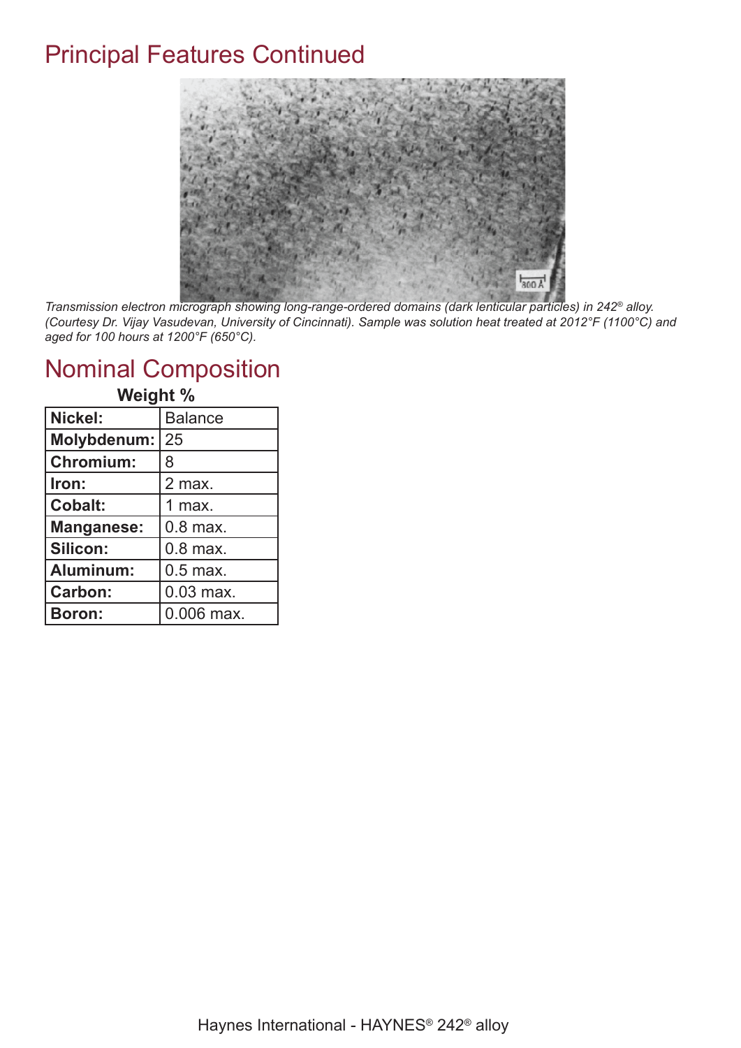# Principal Features Continued

*Transmission electron micrograph showing long-range-ordered domains (dark lenticular particles) in 242® alloy. (Courtesy Dr. Vijay Vasudevan, University of Cincinnati). Sample was solution heat treated at 2012°F (1100°C) and aged for 100 hours at 1200°F (650°C).*

# Nominal Composition

**Weight %**

| | |
|---|---|
| **Nickel:** | Balance |
| **Molybdenum:** | 25 |
| **Chromium:** | 8 |
| **Iron:** | 2 max. |
| **Cobalt:** | 1 max. |
| **Manganese:** | 0.8 max. |
| **Silicon:** | 0.8 max. |
| **Aluminum:** | 0.5 max. |
| **Carbon:** | 0.03 max. |
| **Boron:** | 0.006 max. |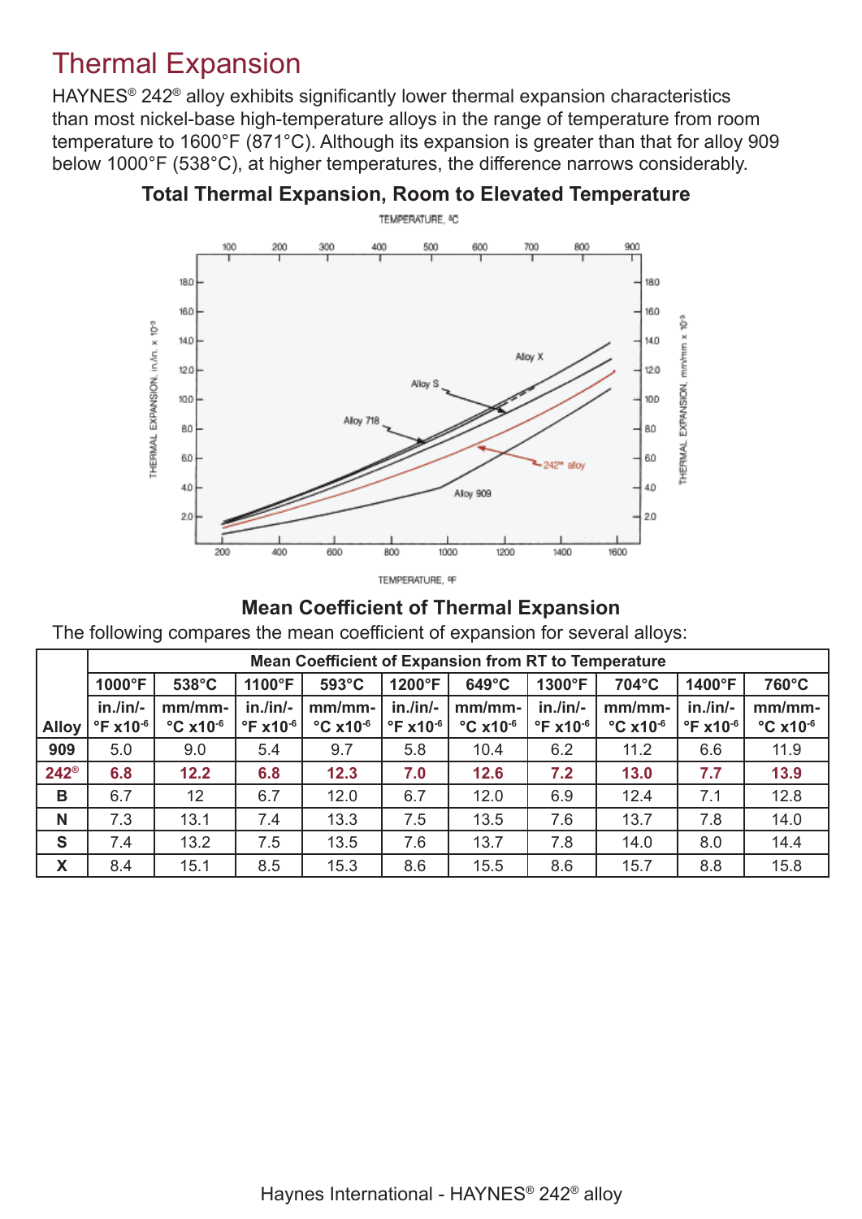# Thermal Expansion

HAYNES® 242® alloy exhibits significantly lower thermal expansion characteristics than most nickel-base high-temperature alloys in the range of temperature from room temperature to 1600°F (871°C). Although its expansion is greater than that for alloy 909 below 1000°F (538°C), at higher temperatures, the difference narrows considerably.

## Total Thermal Expansion, Room to Elevated Temperature

TEMPERATURE, °C

100 200 300 400 500 600 700 800 900

THERMAL EXPANSION, in./in. x $10^{-3}$

THERMAL EXPANSION, mm/mm x $10^{-3}$

18.0 16.0 14.0 12.0 10.0 8.0 6.0 4.0 2.0

Alloy X

Alloy S

Alloy 718

242™ alloy

Alloy 909

200 400 600 800 1000 1200 1400 1600

TEMPERATURE, °F

## Mean Coefficient of Thermal Expansion

The following compares the mean coefficient of expansion for several alloys:

| | Mean Coefficient of Expansion from RT to Temperature | | | | | | | | | |
|---|---|---|---|---|---|---|---|---|---|---|
| | 1000°F | 538°C | 1100°F | 593°C | 1200°F | 649°C | 1300°F | 704°C | 1400°F | 760°C |
| Alloy | in./in/-°F x$10^{-6}$ | mm/mm-°C x$10^{-6}$ | in./in/-°F x$10^{-6}$ | mm/mm-°C x$10^{-6}$ | in./in/-°F x$10^{-6}$ | mm/mm-°C x$10^{-6}$ | in./in/-°F x$10^{-6}$ | mm/mm-°C x$10^{-6}$ | in./in/-°F x$10^{-6}$ | mm/mm-°C x$10^{-6}$ |
| **909** | 5.0 | 9.0 | 5.4 | 9.7 | 5.8 | 10.4 | 6.2 | 11.2 | 6.6 | 11.9 |
| **242®** | **6.8** | **12.2** | **6.8** | **12.3** | **7.0** | **12.6** | **7.2** | **13.0** | **7.7** | **13.9** |
| **B** | 6.7 | 12 | 6.7 | 12.0 | 6.7 | 12.0 | 6.9 | 12.4 | 7.1 | 12.8 |
| **N** | 7.3 | 13.1 | 7.4 | 13.3 | 7.5 | 13.5 | 7.6 | 13.7 | 7.8 | 14.0 |
| **S** | 7.4 | 13.2 | 7.5 | 13.5 | 7.6 | 13.7 | 7.8 | 14.0 | 8.0 | 14.4 |
| **X** | 8.4 | 15.1 | 8.5 | 15.3 | 8.6 | 15.5 | 8.6 | 15.7 | 8.8 | 15.8 |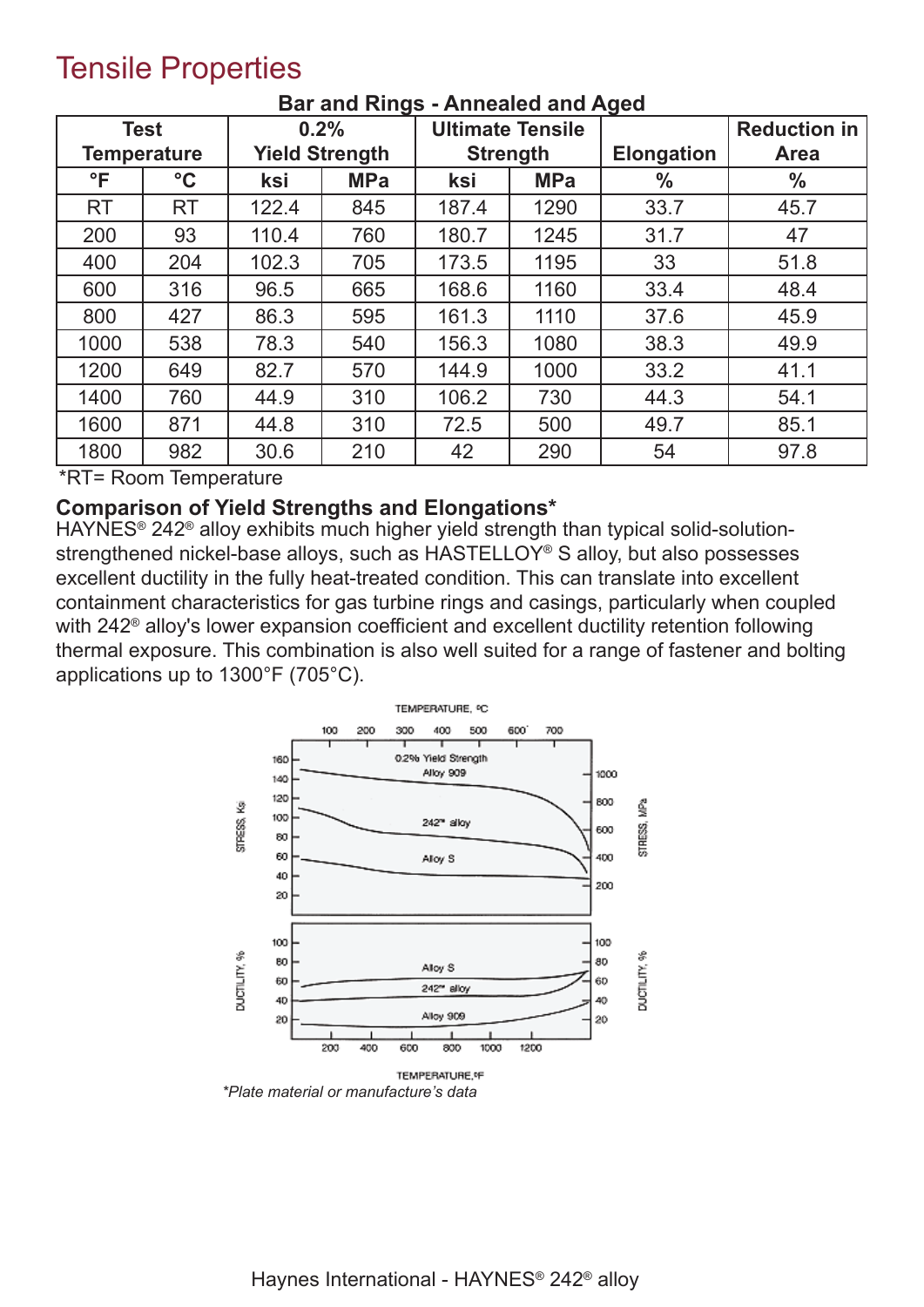# Tensile Properties

**Bar and Rings - Annealed and Aged**

| Test Temperature | | 0.2% Yield Strength | | Ultimate Tensile Strength | | Elongation | Reduction in Area |
|---|---|---|---|---|---|---|---|
| °F | °C | ksi | MPa | ksi | MPa | % | % |
| RT | RT | 122.4 | 845 | 187.4 | 1290 | 33.7 | 45.7 |
| 200 | 93 | 110.4 | 760 | 180.7 | 1245 | 31.7 | 47 |
| 400 | 204 | 102.3 | 705 | 173.5 | 1195 | 33 | 51.8 |
| 600 | 316 | 96.5 | 665 | 168.6 | 1160 | 33.4 | 48.4 |
| 800 | 427 | 86.3 | 595 | 161.3 | 1110 | 37.6 | 45.9 |
| 1000 | 538 | 78.3 | 540 | 156.3 | 1080 | 38.3 | 49.9 |
| 1200 | 649 | 82.7 | 570 | 144.9 | 1000 | 33.2 | 41.1 |
| 1400 | 760 | 44.9 | 310 | 106.2 | 730 | 44.3 | 54.1 |
| 1600 | 871 | 44.8 | 310 | 72.5 | 500 | 49.7 | 85.1 |
| 1800 | 982 | 30.6 | 210 | 42 | 290 | 54 | 97.8 |

*RT= Room Temperature

### Comparison of Yield Strengths and Elongations*

HAYNES® 242® alloy exhibits much higher yield strength than typical solid-solution-strengthened nickel-base alloys, such as HASTELLOY® S alloy, but also possesses excellent ductility in the fully heat-treated condition. This can translate into excellent containment characteristics for gas turbine rings and casings, particularly when coupled with 242® alloy's lower expansion coefficient and excellent ductility retention following thermal exposure. This combination is also well suited for a range of fastener and bolting applications up to 1300°F (705°C).

TEMPERATURE, °C
100 200 300 400 500 600 700
0.2% Yield Strength
Alloy 909
242™ alloy
Alloy S
STRESS, Ksi
160 140 120 100 80 60 40 20
STRESS, MPa
1000 800 600 400 200
DUCTILITY, %
100 80 60 40 20
Alloy S
242™ alloy
Alloy 909
200 400 600 800 1000 1200
TEMPERATURE, °F

*Plate material or manufacture's data*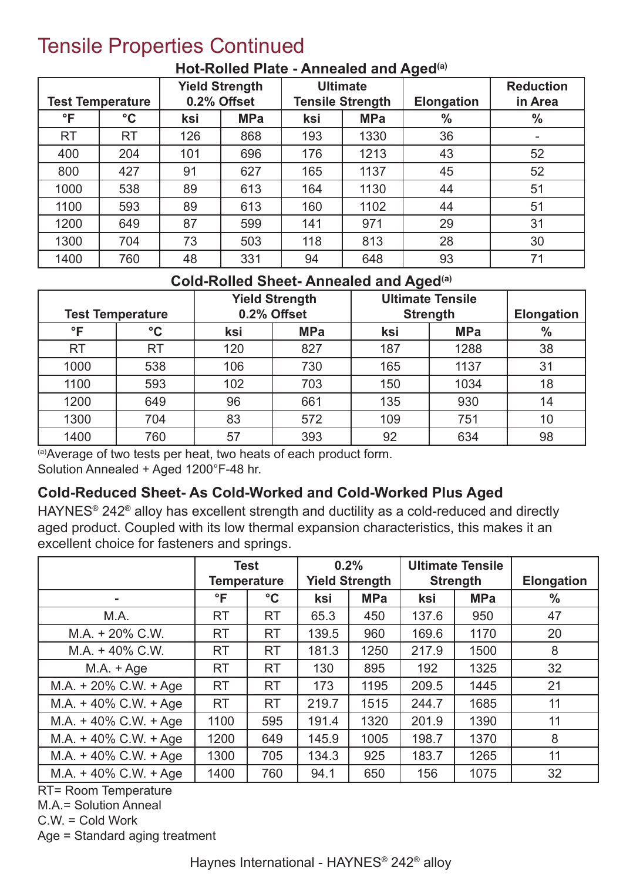# Tensile Properties Continued

### Hot-Rolled Plate - Annealed and Aged[a]

| Test Temperature | | Yield Strength 0.2% Offset | | Ultimate Tensile Strength | | Elongation | Reduction in Area |
|---|---|---|---|---|---|---|---|
| °F | °C | ksi | MPa | ksi | MPa | % | % |
| RT | RT | 126 | 868 | 193 | 1330 | 36 | - |
| 400 | 204 | 101 | 696 | 176 | 1213 | 43 | 52 |
| 800 | 427 | 91 | 627 | 165 | 1137 | 45 | 52 |
| 1000 | 538 | 89 | 613 | 164 | 1130 | 44 | 51 |
| 1100 | 593 | 89 | 613 | 160 | 1102 | 44 | 51 |
| 1200 | 649 | 87 | 599 | 141 | 971 | 29 | 31 |
| 1300 | 704 | 73 | 503 | 118 | 813 | 28 | 30 |
| 1400 | 760 | 48 | 331 | 94 | 648 | 93 | 71 |

### Cold-Rolled Sheet- Annealed and Aged[a]

| Test Temperature | | Yield Strength 0.2% Offset | | Ultimate Tensile Strength | | Elongation |
|---|---|---|---|---|---|---|
| °F | °C | ksi | MPa | ksi | MPa | % |
| RT | RT | 120 | 827 | 187 | 1288 | 38 |
| 1000 | 538 | 106 | 730 | 165 | 1137 | 31 |
| 1100 | 593 | 102 | 703 | 150 | 1034 | 18 |
| 1200 | 649 | 96 | 661 | 135 | 930 | 14 |
| 1300 | 704 | 83 | 572 | 109 | 751 | 10 |
| 1400 | 760 | 57 | 393 | 92 | 634 | 98 |

[a]Average of two tests per heat, two heats of each product form.
Solution Annealed + Aged 1200°F-48 hr.

### Cold-Reduced Sheet- As Cold-Worked and Cold-Worked Plus Aged

HAYNES® 242® alloy has excellent strength and ductility as a cold-reduced and directly aged product. Coupled with its low thermal expansion characteristics, this makes it an excellent choice for fasteners and springs.

| | Test Temperature | | 0.2% Yield Strength | | Ultimate Tensile Strength | | Elongation |
|---|---|---|---|---|---|---|---|
| - | °F | °C | ksi | MPa | ksi | MPa | % |
| M.A. | RT | RT | 65.3 | 450 | 137.6 | 950 | 47 |
| M.A. + 20% C.W. | RT | RT | 139.5 | 960 | 169.6 | 1170 | 20 |
| M.A. + 40% C.W. | RT | RT | 181.3 | 1250 | 217.9 | 1500 | 8 |
| M.A. + Age | RT | RT | 130 | 895 | 192 | 1325 | 32 |
| M.A. + 20% C.W. + Age | RT | RT | 173 | 1195 | 209.5 | 1445 | 21 |
| M.A. + 40% C.W. + Age | RT | RT | 219.7 | 1515 | 244.7 | 1685 | 11 |
| M.A. + 40% C.W. + Age | 1100 | 595 | 191.4 | 1320 | 201.9 | 1390 | 11 |
| M.A. + 40% C.W. + Age | 1200 | 649 | 145.9 | 1005 | 198.7 | 1370 | 8 |
| M.A. + 40% C.W. + Age | 1300 | 705 | 134.3 | 925 | 183.7 | 1265 | 11 |
| M.A. + 40% C.W. + Age | 1400 | 760 | 94.1 | 650 | 156 | 1075 | 32 |

RT= Room Temperature
M.A.= Solution Anneal
C.W. = Cold Work
Age = Standard aging treatment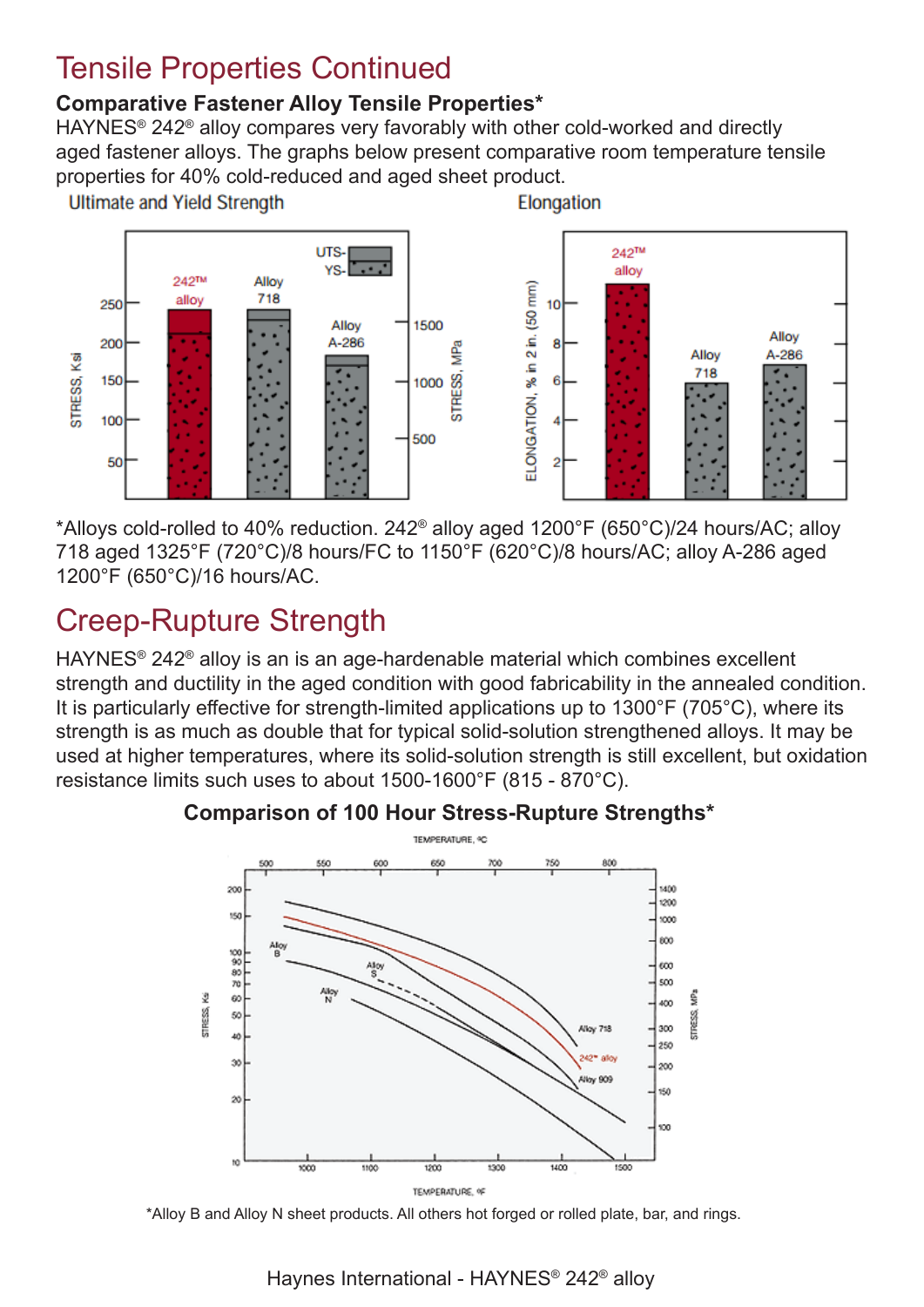# Tensile Properties Continued

### Comparative Fastener Alloy Tensile Properties*

HAYNES® 242® alloy compares very favorably with other cold-worked and directly aged fastener alloys. The graphs below present comparative room temperature tensile properties for 40% cold-reduced and aged sheet product.

Ultimate and Yield Strength

UTS-
YS-
242™ alloy
Alloy 718
Alloy A-286
STRESS, Ksi
50
100
150
200
250
STRESS, MPa
500
1000
1500

Elongation

242™ alloy
Alloy 718
Alloy A-286
ELONGATION, % in 2 in. (50 mm)
2
4
6
8
10

*Alloys cold-rolled to 40% reduction. 242® alloy aged 1200°F (650°C)/24 hours/AC; alloy 718 aged 1325°F (720°C)/8 hours/FC to 1150°F (620°C)/8 hours/AC; alloy A-286 aged 1200°F (650°C)/16 hours/AC.

# Creep-Rupture Strength

HAYNES® 242® alloy is an is an age-hardenable material which combines excellent strength and ductility in the aged condition with good fabricability in the annealed condition. It is particularly effective for strength-limited applications up to 1300°F (705°C), where its strength is as much as double that for typical solid-solution strengthened alloys. It may be used at higher temperatures, where its solid-solution strength is still excellent, but oxidation resistance limits such uses to about 1500-1600°F (815 - 870°C).

### Comparison of 100 Hour Stress-Rupture Strengths*

TEMPERATURE, °C
500 550 600 650 700 750 800
STRESS, Ksi
10 20 30 40 50 60 70 80 90 100 150 200
STRESS, MPa
100 150 200 250 300 400 500 600 800 1000 1200 1400
Alloy B
Alloy S
Alloy N
Alloy 718
242™ alloy
Alloy 909
1000 1100 1200 1300 1400 1500
TEMPERATURE, °F

*Alloy B and Alloy N sheet products. All others hot forged or rolled plate, bar, and rings.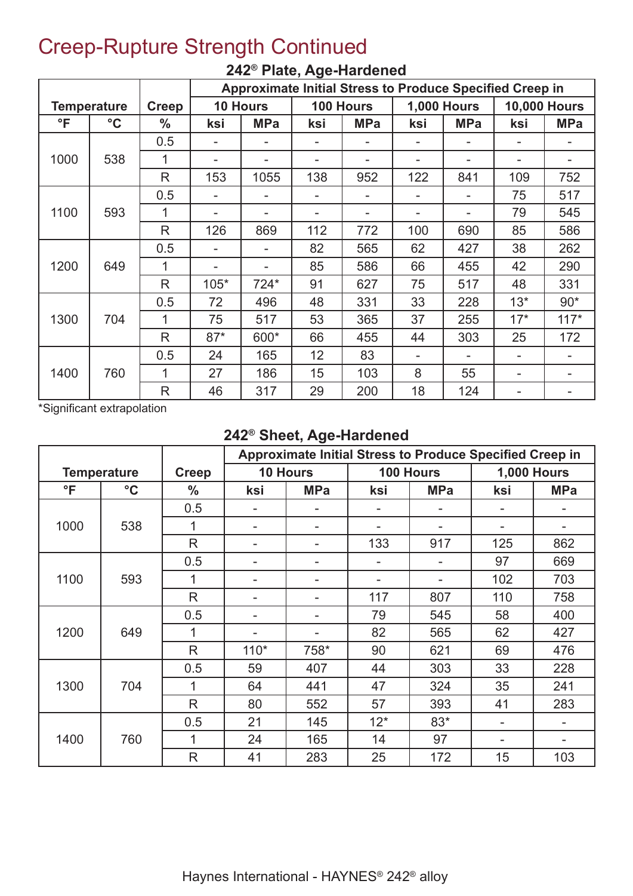# Creep-Rupture Strength Continued

### 242® Plate, Age-Hardened

| Temperature | | Creep | Approximate Initial Stress to Produce Specified Creep in | | | | | | | |
|---|---|---|---|---|---|---|---|---|---|---|
| | | | 10 Hours | | 100 Hours | | 1,000 Hours | | 10,000 Hours | |
| °F | °C | % | ksi | MPa | ksi | MPa | ksi | MPa | ksi | MPa |
| 1000 | 538 | 0.5 | - | - | - | - | - | - | - | - |
| | | 1 | - | - | - | - | - | - | - | - |
| | | R | 153 | 1055 | 138 | 952 | 122 | 841 | 109 | 752 |
| 1100 | 593 | 0.5 | - | - | - | - | - | - | 75 | 517 |
| | | 1 | - | - | - | - | - | - | 79 | 545 |
| | | R | 126 | 869 | 112 | 772 | 100 | 690 | 85 | 586 |
| 1200 | 649 | 0.5 | - | - | 82 | 565 | 62 | 427 | 38 | 262 |
| | | 1 | - | - | 85 | 586 | 66 | 455 | 42 | 290 |
| | | R | 105* | 724* | 91 | 627 | 75 | 517 | 48 | 331 |
| 1300 | 704 | 0.5 | 72 | 496 | 48 | 331 | 33 | 228 | 13* | 90* |
| | | 1 | 75 | 517 | 53 | 365 | 37 | 255 | 17* | 117* |
| | | R | 87* | 600* | 66 | 455 | 44 | 303 | 25 | 172 |
| 1400 | 760 | 0.5 | 24 | 165 | 12 | 83 | - | - | - | - |
| | | 1 | 27 | 186 | 15 | 103 | 8 | 55 | - | - |
| | | R | 46 | 317 | 29 | 200 | 18 | 124 | - | - |

*Significant extrapolation

### 242® Sheet, Age-Hardened

| Temperature | | Creep | Approximate Initial Stress to Produce Specified Creep in | | | | | |
|---|---|---|---|---|---|---|---|---|
| | | | 10 Hours | | 100 Hours | | 1,000 Hours | |
| °F | °C | % | ksi | MPa | ksi | MPa | ksi | MPa |
| 1000 | 538 | 0.5 | - | - | - | - | - | - |
| | | 1 | - | - | - | - | - | - |
| | | R | - | - | 133 | 917 | 125 | 862 |
| 1100 | 593 | 0.5 | - | - | - | - | 97 | 669 |
| | | 1 | - | - | - | - | 102 | 703 |
| | | R | - | - | 117 | 807 | 110 | 758 |
| 1200 | 649 | 0.5 | - | - | 79 | 545 | 58 | 400 |
| | | 1 | - | - | 82 | 565 | 62 | 427 |
| | | R | 110* | 758* | 90 | 621 | 69 | 476 |
| 1300 | 704 | 0.5 | 59 | 407 | 44 | 303 | 33 | 228 |
| | | 1 | 64 | 441 | 47 | 324 | 35 | 241 |
| | | R | 80 | 552 | 57 | 393 | 41 | 283 |
| 1400 | 760 | 0.5 | 21 | 145 | 12* | 83* | - | - |
| | | 1 | 24 | 165 | 14 | 97 | - | - |
| | | R | 41 | 283 | 25 | 172 | 15 | 103 |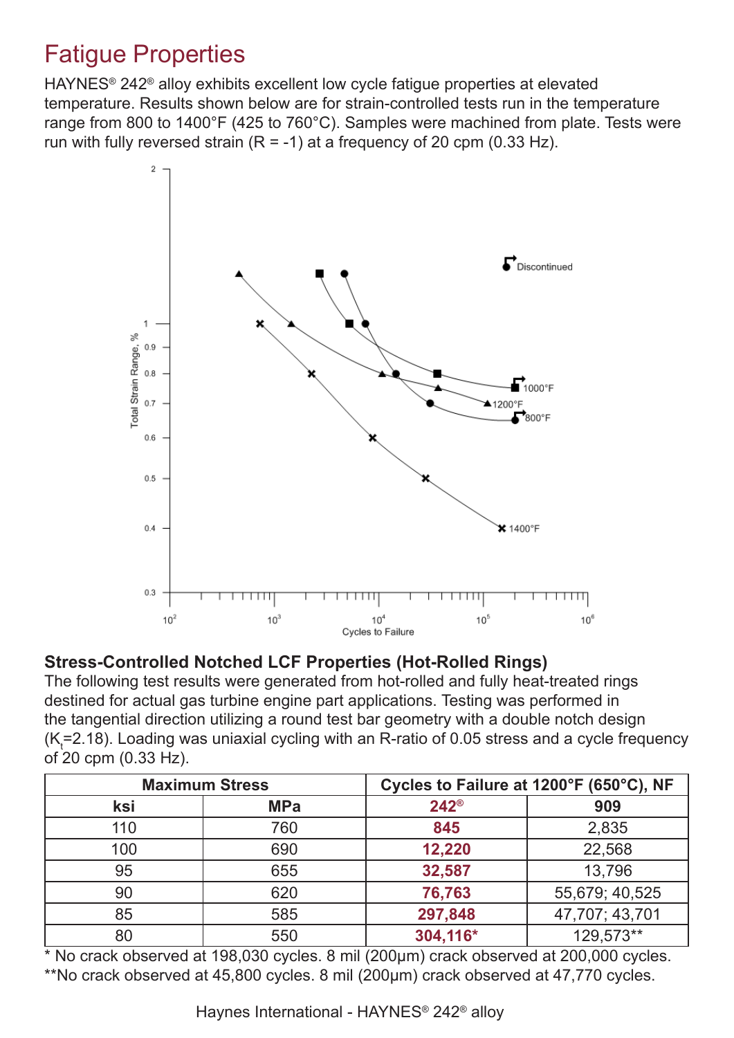# Fatigue Properties

HAYNES® 242® alloy exhibits excellent low cycle fatigue properties at elevated temperature. Results shown below are for strain-controlled tests run in the temperature range from 800 to 1400°F (425 to 760°C). Samples were machined from plate. Tests were run with fully reversed strain (R = -1) at a frequency of 20 cpm (0.33 Hz).

Total Strain Range, %

2
1
0.9
0.8
0.7
0.6
0.5
0.4
0.3

$10^2$
$10^3$
$10^4$
$10^5$
$10^6$

Cycles to Failure

Discontinued

1000°F

1200°F

800°F

1400°F

## Stress-Controlled Notched LCF Properties (Hot-Rolled Rings)

The following test results were generated from hot-rolled and fully heat-treated rings destined for actual gas turbine engine part applications. Testing was performed in the tangential direction utilizing a round test bar geometry with a double notch design ($K_t$=2.18). Loading was uniaxial cycling with an R-ratio of 0.05 stress and a cycle frequency of 20 cpm (0.33 Hz).

| Maximum Stress | | Cycles to Failure at 1200°F (650°C), NF | |
|---|---|---|---|
| ksi | MPa | 242® | 909 |
| 110 | 760 | **845** | 2,835 |
| 100 | 690 | **12,220** | 22,568 |
| 95 | 655 | **32,587** | 13,796 |
| 90 | 620 | **76,763** | 55,679; 40,525 |
| 85 | 585 | **297,848** | 47,707; 43,701 |
| 80 | 550 | **304,116*** | 129,573** |

\* No crack observed at 198,030 cycles. 8 mil (200µm) crack observed at 200,000 cycles.
\*\*No crack observed at 45,800 cycles. 8 mil (200µm) crack observed at 47,770 cycles.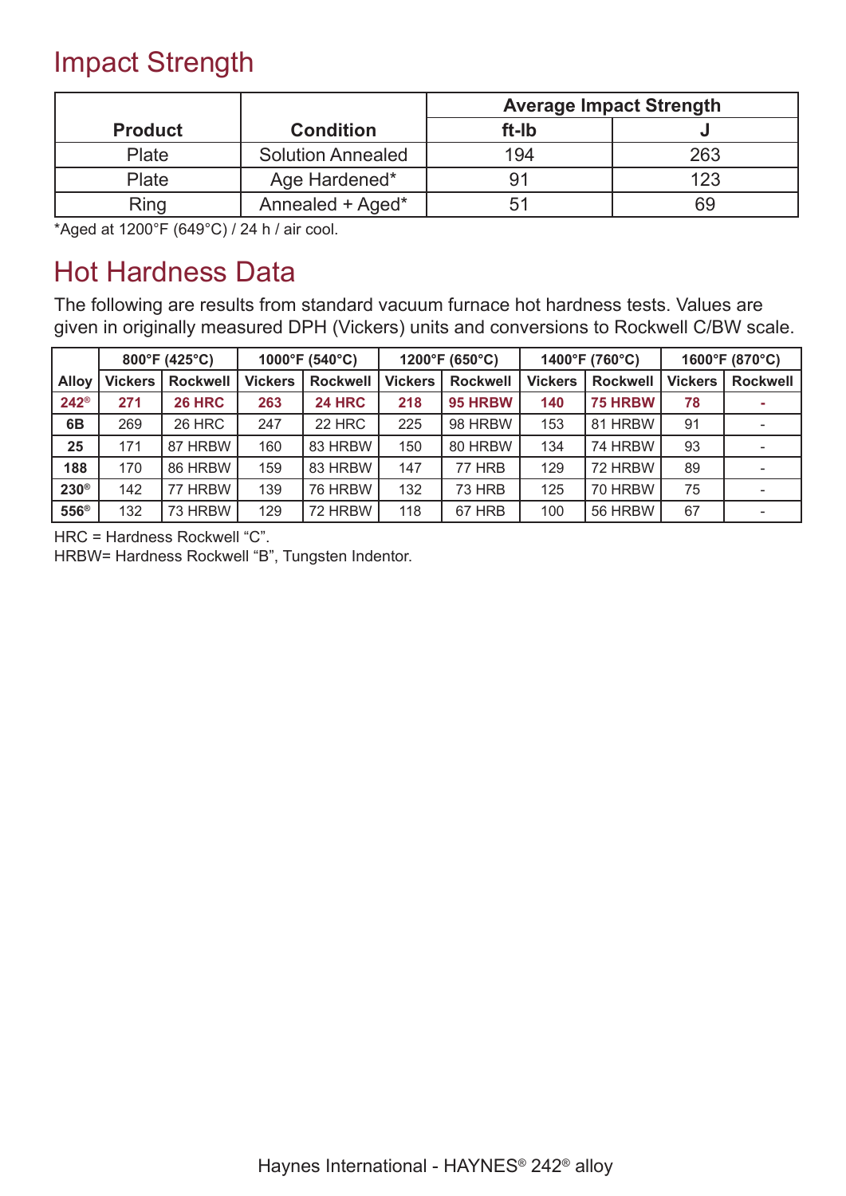## Impact Strength

| Product | Condition | Average Impact Strength | |
|---|---|---|---|
| | | ft-lb | J |
| Plate | Solution Annealed | 194 | 263 |
| Plate | Age Hardened* | 91 | 123 |
| Ring | Annealed + Aged* | 51 | 69 |

*Aged at 1200°F (649°C) / 24 h / air cool.

## Hot Hardness Data

The following are results from standard vacuum furnace hot hardness tests. Values are given in originally measured DPH (Vickers) units and conversions to Rockwell C/BW scale.

| | 800°F (425°C) | | 1000°F (540°C) | | 1200°F (650°C) | | 1400°F (760°C) | | 1600°F (870°C) | |
|---|---|---|---|---|---|---|---|---|---|---|
| Alloy | Vickers | Rockwell | Vickers | Rockwell | Vickers | Rockwell | Vickers | Rockwell | Vickers | Rockwell |
| **242®** | **271** | **26 HRC** | **263** | **24 HRC** | **218** | **95 HRBW** | **140** | **75 HRBW** | **78** | **-** |
| **6B** | 269 | 26 HRC | 247 | 22 HRC | 225 | 98 HRBW | 153 | 81 HRBW | 91 | - |
| **25** | 171 | 87 HRBW | 160 | 83 HRBW | 150 | 80 HRBW | 134 | 74 HRBW | 93 | - |
| **188** | 170 | 86 HRBW | 159 | 83 HRBW | 147 | 77 HRB | 129 | 72 HRBW | 89 | - |
| **230®** | 142 | 77 HRBW | 139 | 76 HRBW | 132 | 73 HRB | 125 | 70 HRBW | 75 | - |
| **556®** | 132 | 73 HRBW | 129 | 72 HRBW | 118 | 67 HRB | 100 | 56 HRBW | 67 | - |

HRC = Hardness Rockwell "C".
HRBW= Hardness Rockwell "B", Tungsten Indentor.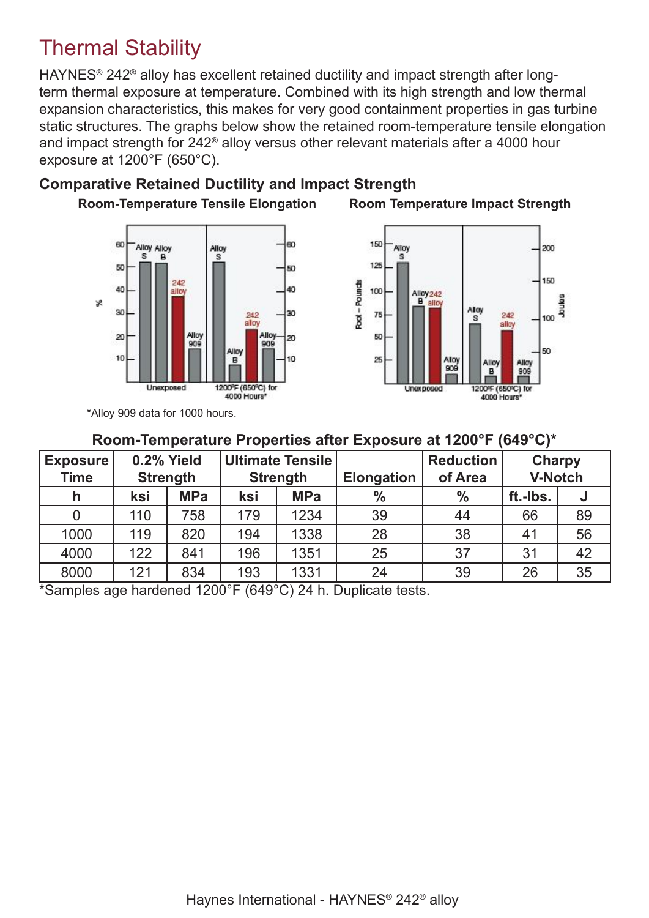# Thermal Stability

HAYNES® 242® alloy has excellent retained ductility and impact strength after long-term thermal exposure at temperature. Combined with its high strength and low thermal expansion characteristics, this makes for very good containment properties in gas turbine static structures. The graphs below show the retained room-temperature tensile elongation and impact strength for 242® alloy versus other relevant materials after a 4000 hour exposure at 1200°F (650°C).

## Comparative Retained Ductility and Impact Strength

**Room-Temperature Tensile Elongation**

%
60
50
40
30
20
10
Alloy S
Alloy B
242 alloy
Alloy 909
Unexposed
Alloy S
Alloy B
242 alloy
Alloy 909
1200°F (650°C) for 4000 Hours*

**Room Temperature Impact Strength**

Foot – Pounds
150
125
100
75
50
25
Joules
200
150
100
50
Alloy S
Alloy B
242 alloy
Alloy 909
Unexposed
Alloy S
242 alloy
Alloy B
Alloy 909
1200°F (650°C) for 4000 Hours*

*Alloy 909 data for 1000 hours.

**Room-Temperature Properties after Exposure at 1200°F (649°C)***

| Exposure Time | 0.2% Yield Strength | | Ultimate Tensile Strength | | Elongation | Reduction of Area | Charpy V-Notch | |
|---|---|---|---|---|---|---|---|---|
| h | ksi | MPa | ksi | MPa | % | % | ft.-lbs. | J |
| 0 | 110 | 758 | 179 | 1234 | 39 | 44 | 66 | 89 |
| 1000 | 119 | 820 | 194 | 1338 | 28 | 38 | 41 | 56 |
| 4000 | 122 | 841 | 196 | 1351 | 25 | 37 | 31 | 42 |
| 8000 | 121 | 834 | 193 | 1331 | 24 | 39 | 26 | 35 |

*Samples age hardened 1200°F (649°C) 24 h. Duplicate tests.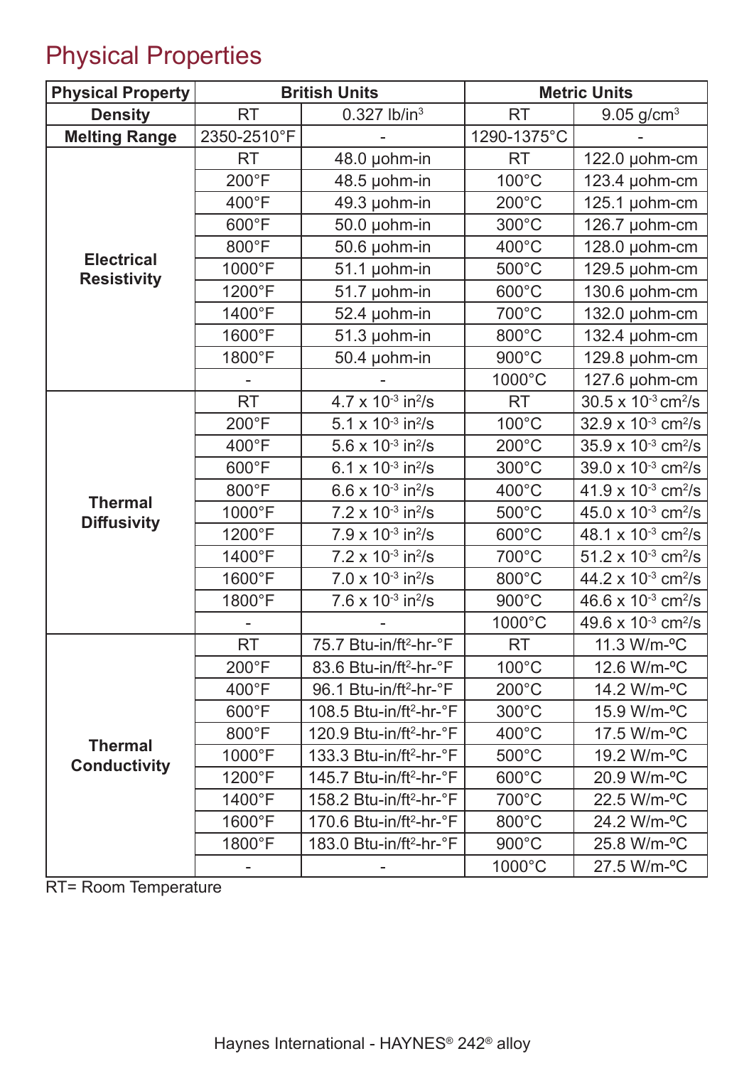# Physical Properties

| Physical Property | British Units | | Metric Units | |
|---|---|---|---|---|
| Density | RT | 0.327 lb/in$^3$ | RT | 9.05 g/cm$^3$ |
| Melting Range | 2350-2510°F | - | 1290-1375°C | - |
| Electrical Resistivity | RT | 48.0 µohm-in | RT | 122.0 µohm-cm |
| | 200°F | 48.5 µohm-in | 100°C | 123.4 µohm-cm |
| | 400°F | 49.3 µohm-in | 200°C | 125.1 µohm-cm |
| | 600°F | 50.0 µohm-in | 300°C | 126.7 µohm-cm |
| | 800°F | 50.6 µohm-in | 400°C | 128.0 µohm-cm |
| | 1000°F | 51.1 µohm-in | 500°C | 129.5 µohm-cm |
| | 1200°F | 51.7 µohm-in | 600°C | 130.6 µohm-cm |
| | 1400°F | 52.4 µohm-in | 700°C | 132.0 µohm-cm |
| | 1600°F | 51.3 µohm-in | 800°C | 132.4 µohm-cm |
| | 1800°F | 50.4 µohm-in | 900°C | 129.8 µohm-cm |
| | - | - | 1000°C | 127.6 µohm-cm |
| Thermal Diffusivity | RT | 4.7 x $10^{-3}$ in$^2$/s | RT | 30.5 x $10^{-3}$ cm$^2$/s |
| | 200°F | 5.1 x $10^{-3}$ in$^2$/s | 100°C | 32.9 x $10^{-3}$ cm$^2$/s |
| | 400°F | 5.6 x $10^{-3}$ in$^2$/s | 200°C | 35.9 x $10^{-3}$ cm$^2$/s |
| | 600°F | 6.1 x $10^{-3}$ in$^2$/s | 300°C | 39.0 x $10^{-3}$ cm$^2$/s |
| | 800°F | 6.6 x $10^{-3}$ in$^2$/s | 400°C | 41.9 x $10^{-3}$ cm$^2$/s |
| | 1000°F | 7.2 x $10^{-3}$ in$^2$/s | 500°C | 45.0 x $10^{-3}$ cm$^2$/s |
| | 1200°F | 7.9 x $10^{-3}$ in$^2$/s | 600°C | 48.1 x $10^{-3}$ cm$^2$/s |
| | 1400°F | 7.2 x $10^{-3}$ in$^2$/s | 700°C | 51.2 x $10^{-3}$ cm$^2$/s |
| | 1600°F | 7.0 x $10^{-3}$ in$^2$/s | 800°C | 44.2 x $10^{-3}$ cm$^2$/s |
| | 1800°F | 7.6 x $10^{-3}$ in$^2$/s | 900°C | 46.6 x $10^{-3}$ cm$^2$/s |
| | - | - | 1000°C | 49.6 x $10^{-3}$ cm$^2$/s |
| Thermal Conductivity | RT | 75.7 Btu-in/ft$^2$-hr-°F | RT | 11.3 W/m-°C |
| | 200°F | 83.6 Btu-in/ft$^2$-hr-°F | 100°C | 12.6 W/m-°C |
| | 400°F | 96.1 Btu-in/ft$^2$-hr-°F | 200°C | 14.2 W/m-°C |
| | 600°F | 108.5 Btu-in/ft$^2$-hr-°F | 300°C | 15.9 W/m-°C |
| | 800°F | 120.9 Btu-in/ft$^2$-hr-°F | 400°C | 17.5 W/m-°C |
| | 1000°F | 133.3 Btu-in/ft$^2$-hr-°F | 500°C | 19.2 W/m-°C |
| | 1200°F | 145.7 Btu-in/ft$^2$-hr-°F | 600°C | 20.9 W/m-°C |
| | 1400°F | 158.2 Btu-in/ft$^2$-hr-°F | 700°C | 22.5 W/m-°C |
| | 1600°F | 170.6 Btu-in/ft$^2$-hr-°F | 800°C | 24.2 W/m-°C |
| | 1800°F | 183.0 Btu-in/ft$^2$-hr-°F | 900°C | 25.8 W/m-°C |
| | - | - | 1000°C | 27.5 W/m-°C |

RT= Room Temperature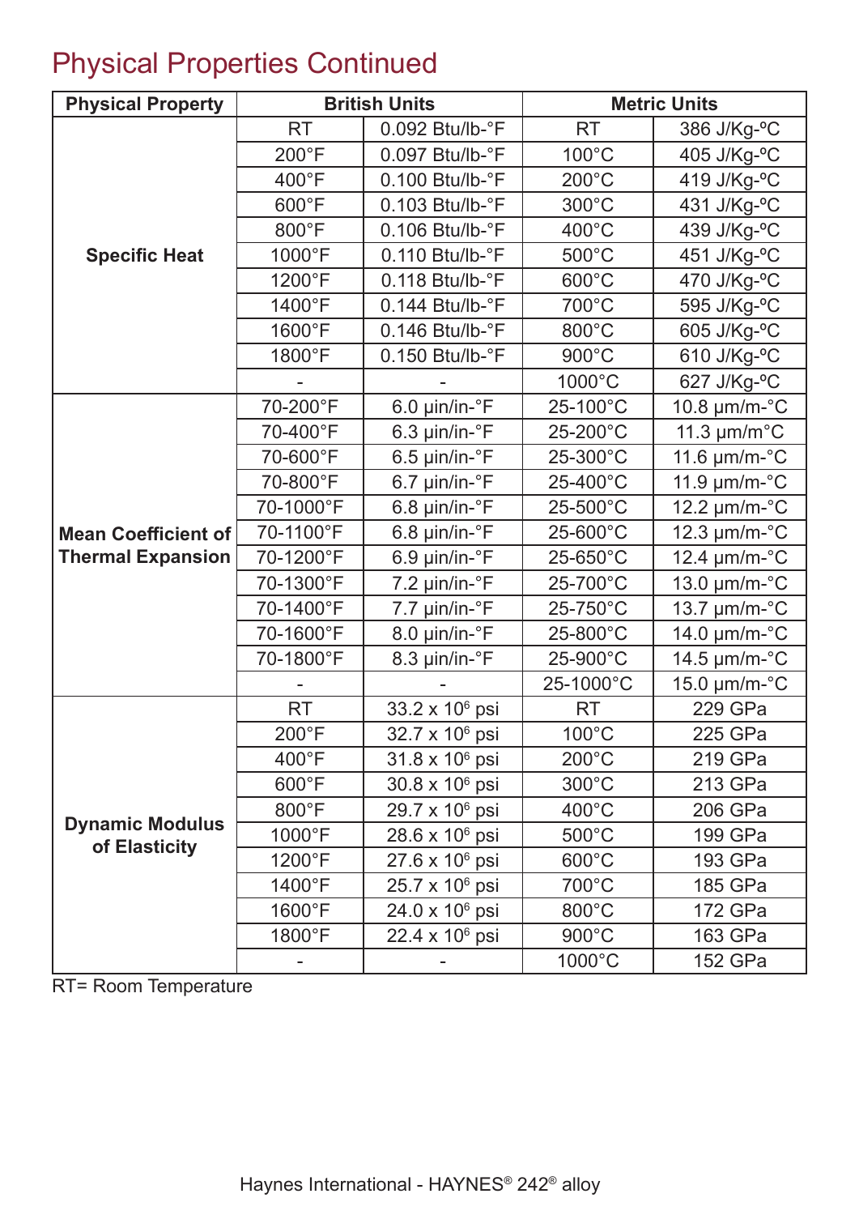## Physical Properties Continued

| Physical Property | British Units | | Metric Units | |
|---|---|---|---|---|
| Specific Heat | RT | 0.092 Btu/lb-°F | RT | 386 J/Kg-°C |
| | 200°F | 0.097 Btu/lb-°F | 100°C | 405 J/Kg-°C |
| | 400°F | 0.100 Btu/lb-°F | 200°C | 419 J/Kg-°C |
| | 600°F | 0.103 Btu/lb-°F | 300°C | 431 J/Kg-°C |
| | 800°F | 0.106 Btu/lb-°F | 400°C | 439 J/Kg-°C |
| | 1000°F | 0.110 Btu/lb-°F | 500°C | 451 J/Kg-°C |
| | 1200°F | 0.118 Btu/lb-°F | 600°C | 470 J/Kg-°C |
| | 1400°F | 0.144 Btu/lb-°F | 700°C | 595 J/Kg-°C |
| | 1600°F | 0.146 Btu/lb-°F | 800°C | 605 J/Kg-°C |
| | 1800°F | 0.150 Btu/lb-°F | 900°C | 610 J/Kg-°C |
| | - | - | 1000°C | 627 J/Kg-°C |
| Mean Coefficient of Thermal Expansion | 70-200°F | 6.0 µin/in-°F | 25-100°C | 10.8 µm/m-°C |
| | 70-400°F | 6.3 µin/in-°F | 25-200°C | 11.3 µm/m°C |
| | 70-600°F | 6.5 µin/in-°F | 25-300°C | 11.6 µm/m-°C |
| | 70-800°F | 6.7 µin/in-°F | 25-400°C | 11.9 µm/m-°C |
| | 70-1000°F | 6.8 µin/in-°F | 25-500°C | 12.2 µm/m-°C |
| | 70-1100°F | 6.8 µin/in-°F | 25-600°C | 12.3 µm/m-°C |
| | 70-1200°F | 6.9 µin/in-°F | 25-650°C | 12.4 µm/m-°C |
| | 70-1300°F | 7.2 µin/in-°F | 25-700°C | 13.0 µm/m-°C |
| | 70-1400°F | 7.7 µin/in-°F | 25-750°C | 13.7 µm/m-°C |
| | 70-1600°F | 8.0 µin/in-°F | 25-800°C | 14.0 µm/m-°C |
| | 70-1800°F | 8.3 µin/in-°F | 25-900°C | 14.5 µm/m-°C |
| | - | - | 25-1000°C | 15.0 µm/m-°C |
| Dynamic Modulus of Elasticity | RT | $33.2 \times 10^6$ psi | RT | 229 GPa |
| | 200°F | $32.7 \times 10^6$ psi | 100°C | 225 GPa |
| | 400°F | $31.8 \times 10^6$ psi | 200°C | 219 GPa |
| | 600°F | $30.8 \times 10^6$ psi | 300°C | 213 GPa |
| | 800°F | $29.7 \times 10^6$ psi | 400°C | 206 GPa |
| | 1000°F | $28.6 \times 10^6$ psi | 500°C | 199 GPa |
| | 1200°F | $27.6 \times 10^6$ psi | 600°C | 193 GPa |
| | 1400°F | $25.7 \times 10^6$ psi | 700°C | 185 GPa |
| | 1600°F | $24.0 \times 10^6$ psi | 800°C | 172 GPa |
| | 1800°F | $22.4 \times 10^6$ psi | 900°C | 163 GPa |
| | - | - | 1000°C | 152 GPa |

RT= Room Temperature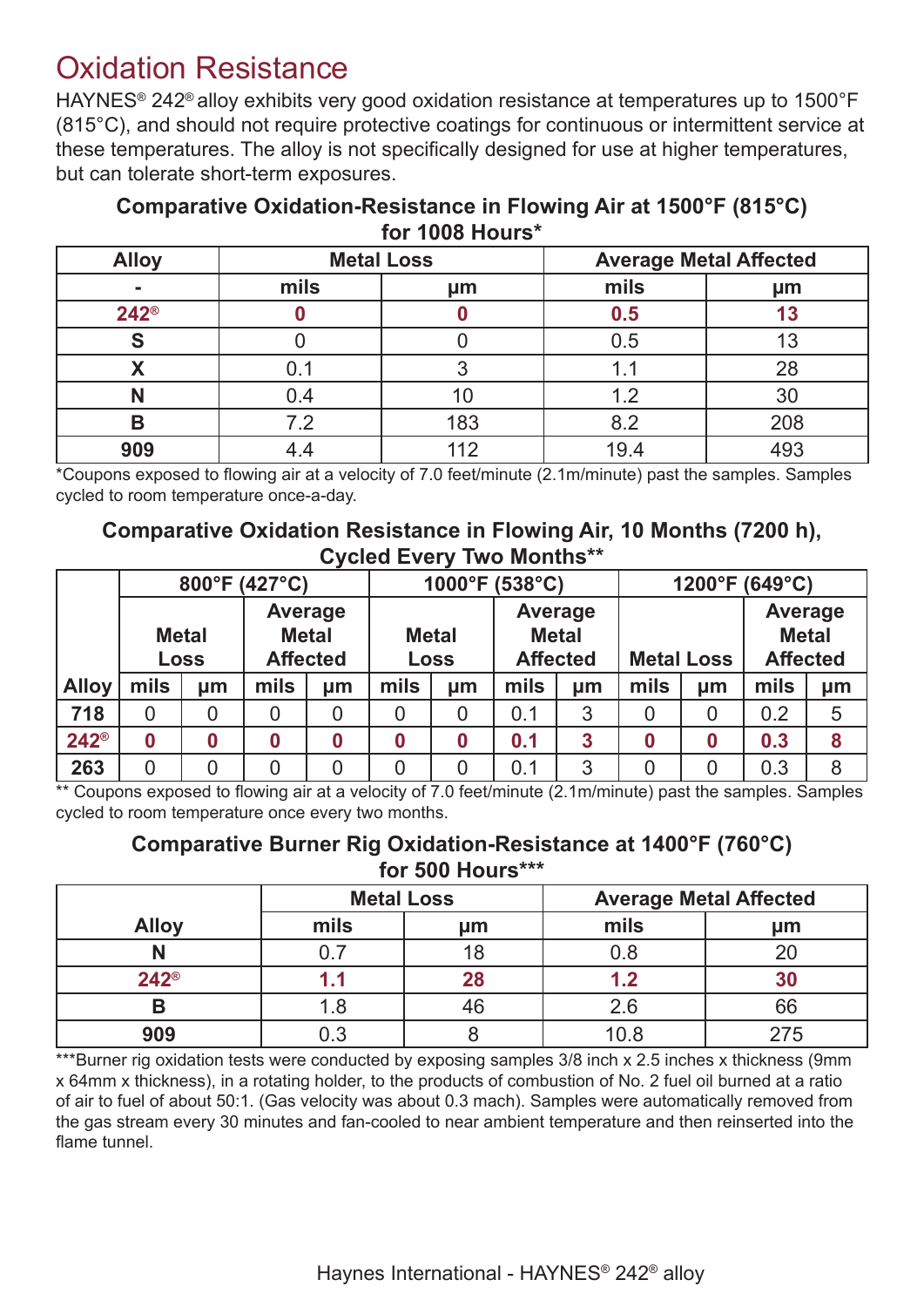# Oxidation Resistance

HAYNES® 242® alloy exhibits very good oxidation resistance at temperatures up to 1500°F (815°C), and should not require protective coatings for continuous or intermittent service at these temperatures. The alloy is not specifically designed for use at higher temperatures, but can tolerate short-term exposures.

**Comparative Oxidation-Resistance in Flowing Air at 1500°F (815°C) for 1008 Hours***

| Alloy | Metal Loss | | Average Metal Affected | |
|---|---|---|---|---|
| - | mils | µm | mils | µm |
| **242®** | **0** | **0** | **0.5** | **13** |
| S | 0 | 0 | 0.5 | 13 |
| X | 0.1 | 3 | 1.1 | 28 |
| N | 0.4 | 10 | 1.2 | 30 |
| B | 7.2 | 183 | 8.2 | 208 |
| 909 | 4.4 | 112 | 19.4 | 493 |

*Coupons exposed to flowing air at a velocity of 7.0 feet/minute (2.1m/minute) past the samples. Samples cycled to room temperature once-a-day.

**Comparative Oxidation Resistance in Flowing Air, 10 Months (7200 h), Cycled Every Two Months****

| | 800°F (427°C) | | | | 1000°F (538°C) | | | | 1200°F (649°C) | | | |
|---|---|---|---|---|---|---|---|---|---|---|---|---|
| | Metal Loss | | Average Metal Affected | | Metal Loss | | Average Metal Affected | | Metal Loss | | Average Metal Affected | |
| Alloy | mils | µm | mils | µm | mils | µm | mils | µm | mils | µm | mils | µm |
| 718 | 0 | 0 | 0 | 0 | 0 | 0 | 0.1 | 3 | 0 | 0 | 0.2 | 5 |
| **242®** | **0** | **0** | **0** | **0** | **0** | **0** | **0.1** | **3** | **0** | **0** | **0.3** | **8** |
| 263 | 0 | 0 | 0 | 0 | 0 | 0 | 0.1 | 3 | 0 | 0 | 0.3 | 8 |

** Coupons exposed to flowing air at a velocity of 7.0 feet/minute (2.1m/minute) past the samples. Samples cycled to room temperature once every two months.

**Comparative Burner Rig Oxidation-Resistance at 1400°F (760°C) for 500 Hours*****

| Alloy | Metal Loss | | Average Metal Affected | |
|---|---|---|---|---|
| | mils | µm | mils | µm |
| N | 0.7 | 18 | 0.8 | 20 |
| **242®** | **1.1** | **28** | **1.2** | **30** |
| B | 1.8 | 46 | 2.6 | 66 |
| 909 | 0.3 | 8 | 10.8 | 275 |

***Burner rig oxidation tests were conducted by exposing samples 3/8 inch x 2.5 inches x thickness (9mm x 64mm x thickness), in a rotating holder, to the products of combustion of No. 2 fuel oil burned at a ratio of air to fuel of about 50:1. (Gas velocity was about 0.3 mach). Samples were automatically removed from the gas stream every 30 minutes and fan-cooled to near ambient temperature and then reinserted into the flame tunnel.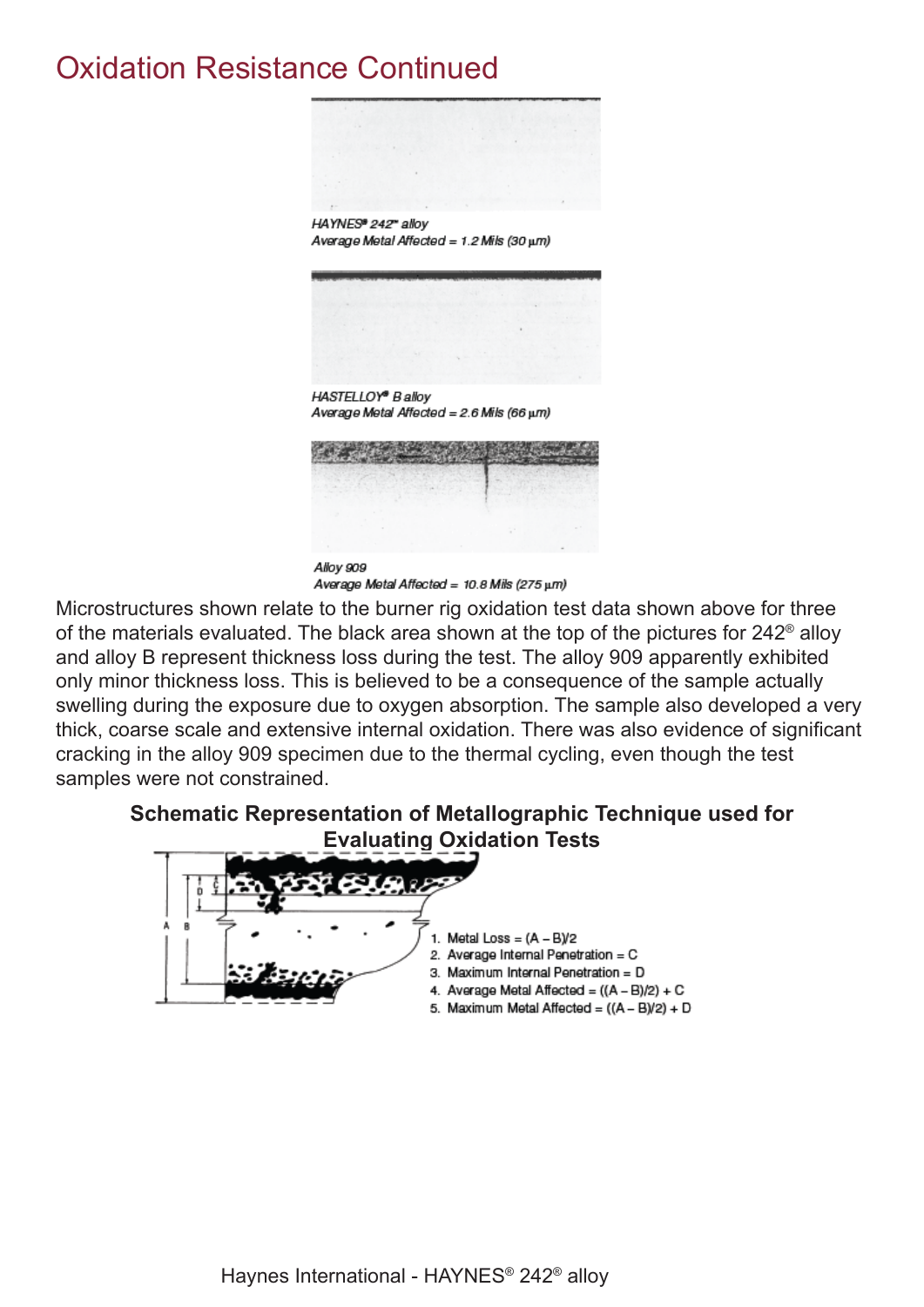# Oxidation Resistance Continued

HAYNES® 242™ alloy
Average Metal Affected = 1.2 Mils (30 µm)

HASTELLOY® B alloy
Average Metal Affected = 2.6 Mils (66 µm)

Alloy 909
Average Metal Affected = 10.8 Mils (275 µm)

Microstructures shown relate to the burner rig oxidation test data shown above for three of the materials evaluated. The black area shown at the top of the pictures for 242® alloy and alloy B represent thickness loss during the test. The alloy 909 apparently exhibited only minor thickness loss. This is believed to be a consequence of the sample actually swelling during the exposure due to oxygen absorption. The sample also developed a very thick, coarse scale and extensive internal oxidation. There was also evidence of significant cracking in the alloy 909 specimen due to the thermal cycling, even though the test samples were not constrained.

**Schematic Representation of Metallographic Technique used for Evaluating Oxidation Tests**

A
B
C
D

1. Metal Loss = (A – B)/2
2. Average Internal Penetration = C
3. Maximum Internal Penetration = D
4. Average Metal Affected = ((A – B)/2) + C
5. Maximum Metal Affected = ((A – B)/2) + D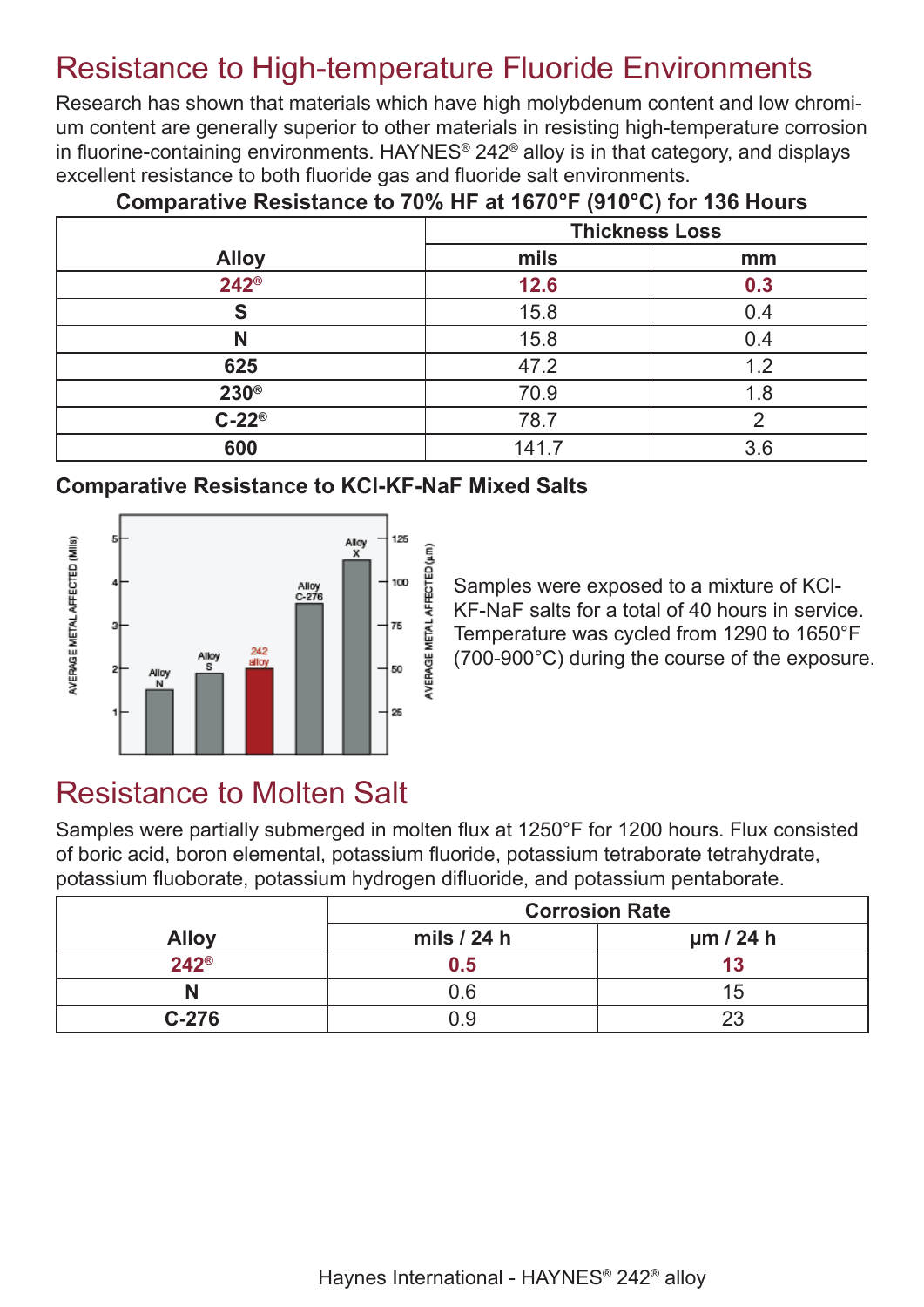# Resistance to High-temperature Fluoride Environments

Research has shown that materials which have high molybdenum content and low chromium content are generally superior to other materials in resisting high-temperature corrosion in fluorine-containing environments. HAYNES® 242® alloy is in that category, and displays excellent resistance to both fluoride gas and fluoride salt environments.

**Comparative Resistance to 70% HF at 1670°F (910°C) for 136 Hours**

| Alloy | Thickness Loss | |
|---|---|---|
| | mils | mm |
| **242®** | **12.6** | **0.3** |
| **S** | 15.8 | 0.4 |
| **N** | 15.8 | 0.4 |
| **625** | 47.2 | 1.2 |
| **230®** | 70.9 | 1.8 |
| **C-22®** | 78.7 | 2 |
| **600** | 141.7 | 3.6 |

**Comparative Resistance to KCl-KF-NaF Mixed Salts**

AVERAGE METAL AFFECTED (Mils)
1
2
3
4
5
Alloy N
Alloy S
242 alloy
Alloy C-276
Alloy X
AVERAGE METAL AFFECTED (µm)
25
50
75
100
125

Samples were exposed to a mixture of KCl-KF-NaF salts for a total of 40 hours in service. Temperature was cycled from 1290 to 1650°F (700-900°C) during the course of the exposure.

# Resistance to Molten Salt

Samples were partially submerged in molten flux at 1250°F for 1200 hours. Flux consisted of boric acid, boron elemental, potassium fluoride, potassium tetraborate tetrahydrate, potassium fluoborate, potassium hydrogen difluoride, and potassium pentaborate.

| Alloy | Corrosion Rate | |
|---|---|---|
| | mils / 24 h | µm / 24 h |
| **242®** | **0.5** | **13** |
| **N** | 0.6 | 15 |
| **C-276** | 0.9 | 23 |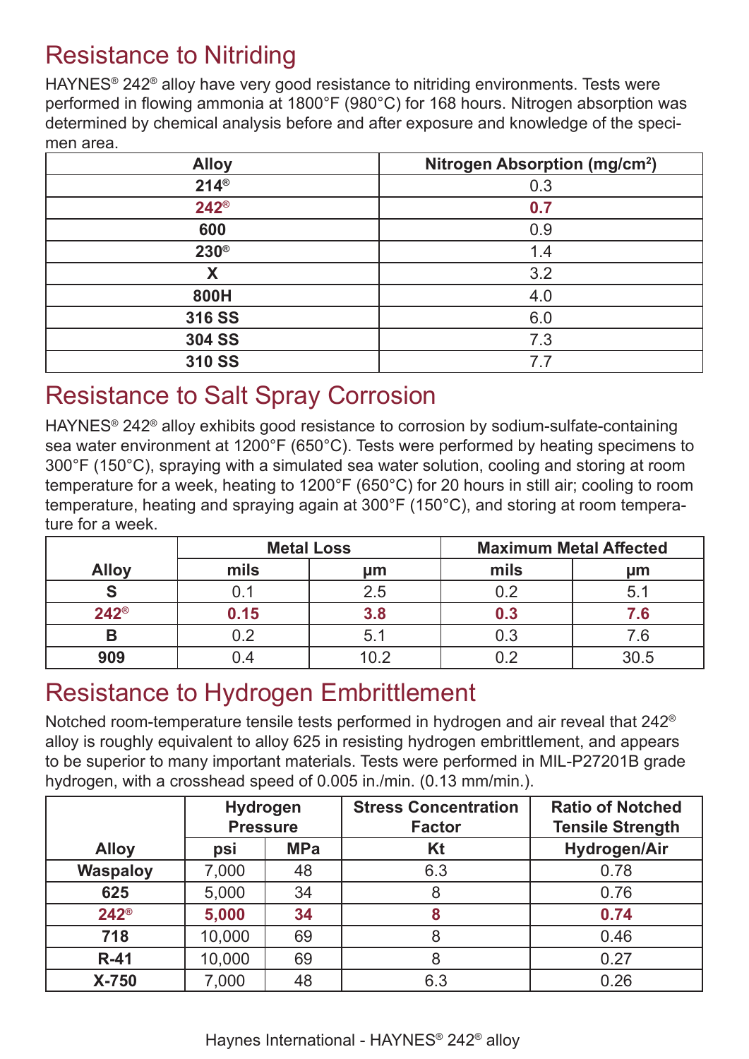## Resistance to Nitriding

HAYNES® 242® alloy have very good resistance to nitriding environments. Tests were performed in flowing ammonia at 1800°F (980°C) for 168 hours. Nitrogen absorption was determined by chemical analysis before and after exposure and knowledge of the specimen area.

| Alloy | Nitrogen Absorption (mg/cm²) |
|---|---|
| 214® | 0.3 |
| **242®** | **0.7** |
| 600 | 0.9 |
| 230® | 1.4 |
| X | 3.2 |
| 800H | 4.0 |
| 316 SS | 6.0 |
| 304 SS | 7.3 |
| 310 SS | 7.7 |

## Resistance to Salt Spray Corrosion

HAYNES® 242® alloy exhibits good resistance to corrosion by sodium-sulfate-containing sea water environment at 1200°F (650°C). Tests were performed by heating specimens to 300°F (150°C), spraying with a simulated sea water solution, cooling and storing at room temperature for a week, heating to 1200°F (650°C) for 20 hours in still air; cooling to room temperature, heating and spraying again at 300°F (150°C), and storing at room temperature for a week.

| Alloy | Metal Loss | | Maximum Metal Affected | |
|---|---|---|---|---|
| | mils | µm | mils | µm |
| S | 0.1 | 2.5 | 0.2 | 5.1 |
| **242®** | **0.15** | **3.8** | **0.3** | **7.6** |
| B | 0.2 | 5.1 | 0.3 | 7.6 |
| 909 | 0.4 | 10.2 | 0.2 | 30.5 |

## Resistance to Hydrogen Embrittlement

Notched room-temperature tensile tests performed in hydrogen and air reveal that 242® alloy is roughly equivalent to alloy 625 in resisting hydrogen embrittlement, and appears to be superior to many important materials. Tests were performed in MIL-P27201B grade hydrogen, with a crosshead speed of 0.005 in./min. (0.13 mm/min.).

| Alloy | Hydrogen Pressure | | Stress Concentration Factor | Ratio of Notched Tensile Strength |
|---|---|---|---|---|
| | psi | MPa | Kt | Hydrogen/Air |
| Waspaloy | 7,000 | 48 | 6.3 | 0.78 |
| 625 | 5,000 | 34 | 8 | 0.76 |
| **242®** | **5,000** | **34** | **8** | **0.74** |
| 718 | 10,000 | 69 | 8 | 0.46 |
| R-41 | 10,000 | 69 | 8 | 0.27 |
| X-750 | 7,000 | 48 | 6.3 | 0.26 |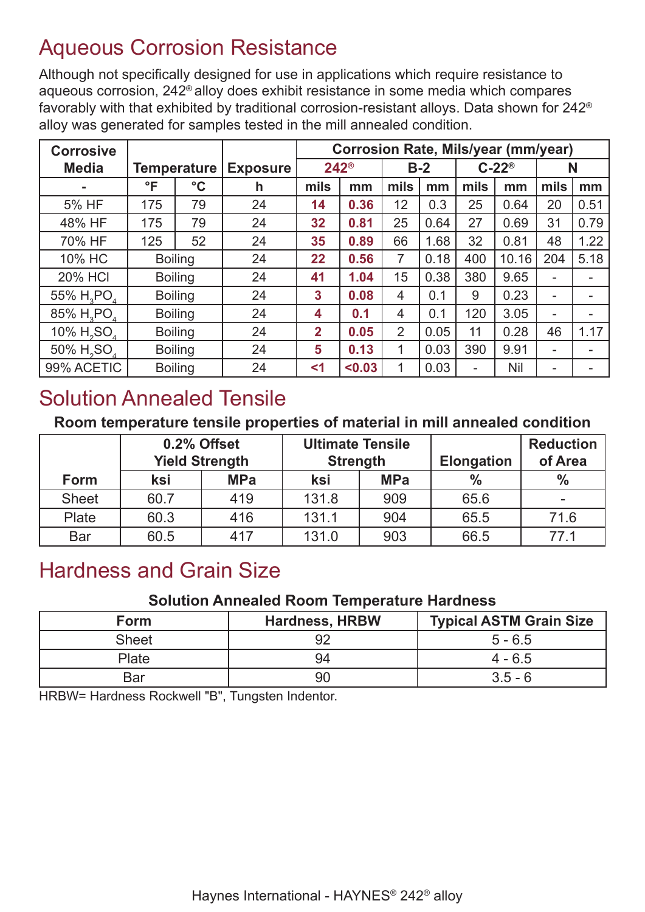# Aqueous Corrosion Resistance

Although not specifically designed for use in applications which require resistance to aqueous corrosion, 242® alloy does exhibit resistance in some media which compares favorably with that exhibited by traditional corrosion-resistant alloys. Data shown for 242® alloy was generated for samples tested in the mill annealed condition.

| Corrosive Media | Temperature | | Exposure | Corrosion Rate, Mils/year (mm/year) | | | | | | | |
|---|---|---|---|---|---|---|---|---|---|---|---|
| | | | | 242® | | B-2 | | C-22® | | N | |
| - | °F | °C | h | mils | mm | mils | mm | mils | mm | mils | mm |
| 5% HF | 175 | 79 | 24 | **14** | **0.36** | 12 | 0.3 | 25 | 0.64 | 20 | 0.51 |
| 48% HF | 175 | 79 | 24 | **32** | **0.81** | 25 | 0.64 | 27 | 0.69 | 31 | 0.79 |
| 70% HF | 125 | 52 | 24 | **35** | **0.89** | 66 | 1.68 | 32 | 0.81 | 48 | 1.22 |
| 10% HC | Boiling | | 24 | **22** | **0.56** | 7 | 0.18 | 400 | 10.16 | 204 | 5.18 |
| 20% HCl | Boiling | | 24 | **41** | **1.04** | 15 | 0.38 | 380 | 9.65 | - | - |
| 55% $H_3PO_4$ | Boiling | | 24 | **3** | **0.08** | 4 | 0.1 | 9 | 0.23 | - | - |
| 85% $H_3PO_4$ | Boiling | | 24 | **4** | **0.1** | 4 | 0.1 | 120 | 3.05 | - | - |
| 10% $H_2SO_4$ | Boiling | | 24 | **2** | **0.05** | 2 | 0.05 | 11 | 0.28 | 46 | 1.17 |
| 50% $H_2SO_4$ | Boiling | | 24 | **5** | **0.13** | 1 | 0.03 | 390 | 9.91 | - | - |
| 99% ACETIC | Boiling | | 24 | **<1** | **<0.03** | 1 | 0.03 | - | Nil | - | - |

# Solution Annealed Tensile

**Room temperature tensile properties of material in mill annealed condition**

| Form | 0.2% Offset Yield Strength | | Ultimate Tensile Strength | | Elongation | Reduction of Area |
|---|---|---|---|---|---|---|
| | ksi | MPa | ksi | MPa | % | % |
| Sheet | 60.7 | 419 | 131.8 | 909 | 65.6 | - |
| Plate | 60.3 | 416 | 131.1 | 904 | 65.5 | 71.6 |
| Bar | 60.5 | 417 | 131.0 | 903 | 66.5 | 77.1 |

# Hardness and Grain Size

**Solution Annealed Room Temperature Hardness**

| Form | Hardness, HRBW | Typical ASTM Grain Size |
|---|---|---|
| Sheet | 92 | 5 - 6.5 |
| Plate | 94 | 4 - 6.5 |
| Bar | 90 | 3.5 - 6 |

HRBW= Hardness Rockwell "B", Tungsten Indentor.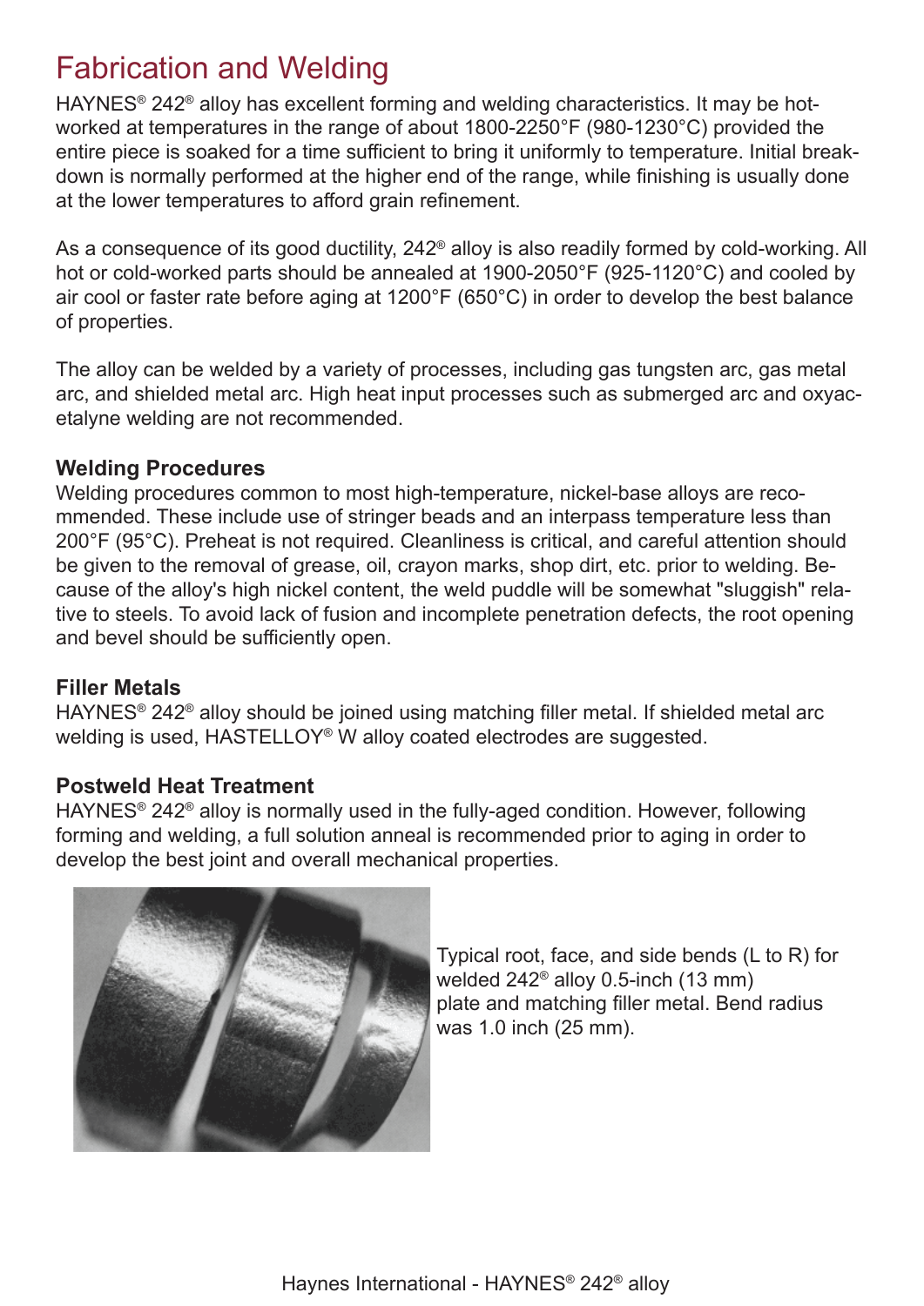# Fabrication and Welding

HAYNES® 242® alloy has excellent forming and welding characteristics. It may be hot-worked at temperatures in the range of about 1800-2250°F (980-1230°C) provided the entire piece is soaked for a time sufficient to bring it uniformly to temperature. Initial break-down is normally performed at the higher end of the range, while finishing is usually done at the lower temperatures to afford grain refinement.

As a consequence of its good ductility, 242® alloy is also readily formed by cold-working. All hot or cold-worked parts should be annealed at 1900-2050°F (925-1120°C) and cooled by air cool or faster rate before aging at 1200°F (650°C) in order to develop the best balance of properties.

The alloy can be welded by a variety of processes, including gas tungsten arc, gas metal arc, and shielded metal arc. High heat input processes such as submerged arc and oxyacetalyne welding are not recommended.

## Welding Procedures

Welding procedures common to most high-temperature, nickel-base alloys are recommended. These include use of stringer beads and an interpass temperature less than 200°F (95°C). Preheat is not required. Cleanliness is critical, and careful attention should be given to the removal of grease, oil, crayon marks, shop dirt, etc. prior to welding. Because of the alloy's high nickel content, the weld puddle will be somewhat "sluggish" relative to steels. To avoid lack of fusion and incomplete penetration defects, the root opening and bevel should be sufficiently open.

## Filler Metals

HAYNES® 242® alloy should be joined using matching filler metal. If shielded metal arc welding is used, HASTELLOY® W alloy coated electrodes are suggested.

## Postweld Heat Treatment

HAYNES® 242® alloy is normally used in the fully-aged condition. However, following forming and welding, a full solution anneal is recommended prior to aging in order to develop the best joint and overall mechanical properties.

Typical root, face, and side bends (L to R) for welded 242® alloy 0.5-inch (13 mm) plate and matching filler metal. Bend radius was 1.0 inch (25 mm).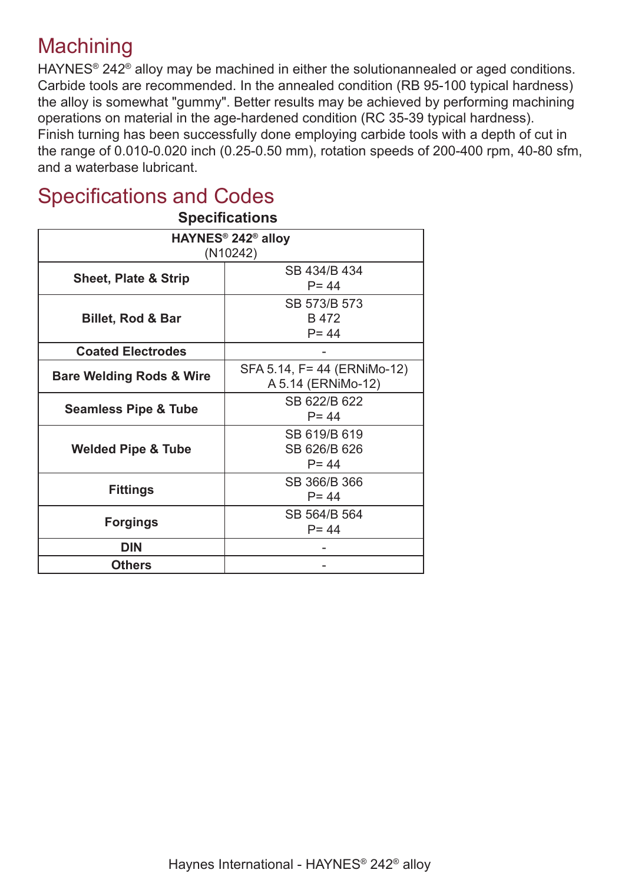# Machining

HAYNES® 242® alloy may be machined in either the solutionannealed or aged conditions. Carbide tools are recommended. In the annealed condition (RB 95-100 typical hardness) the alloy is somewhat "gummy". Better results may be achieved by performing machining operations on material in the age-hardened condition (RC 35-39 typical hardness). Finish turning has been successfully done employing carbide tools with a depth of cut in the range of 0.010-0.020 inch (0.25-0.50 mm), rotation speeds of 200-400 rpm, 40-80 sfm, and a waterbase lubricant.

# Specifications and Codes

**Specifications**

| HAYNES® 242® alloy (N10242) | |
|---|---|
| **Sheet, Plate & Strip** | SB 434/B 434<br>P= 44 |
| **Billet, Rod & Bar** | SB 573/B 573<br>B 472<br>P= 44 |
| **Coated Electrodes** | - |
| **Bare Welding Rods & Wire** | SFA 5.14, F= 44 (ERNiMo-12)<br>A 5.14 (ERNiMo-12) |
| **Seamless Pipe & Tube** | SB 622/B 622<br>P= 44 |
| **Welded Pipe & Tube** | SB 619/B 619<br>SB 626/B 626<br>P= 44 |
| **Fittings** | SB 366/B 366<br>P= 44 |
| **Forgings** | SB 564/B 564<br>P= 44 |
| **DIN** | - |
| **Others** | - |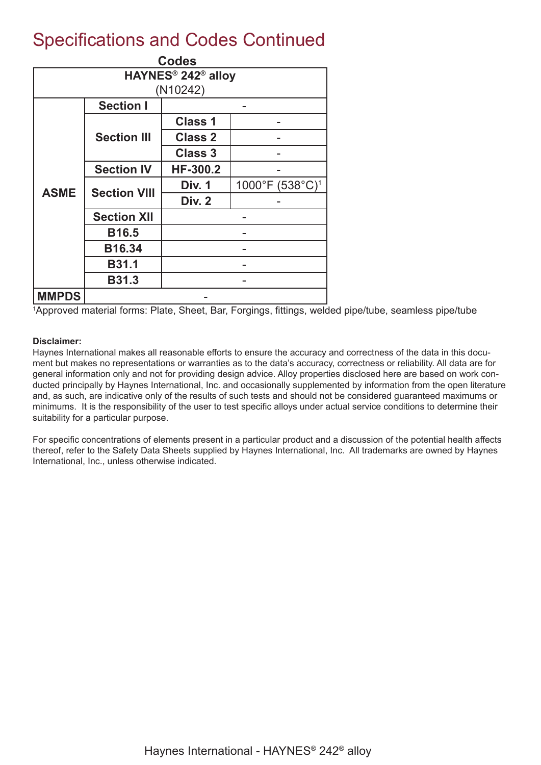# Specifications and Codes Continued

**Codes**

| HAYNES® 242® alloy (N10242) | | | |
|---|---|---|---|
| ASME | Section I | - | |
| | Section III | Class 1 | - |
| | | Class 2 | - |
| | | Class 3 | - |
| | Section IV | HF-300.2 | - |
| | Section VIII | Div. 1 | 1000°F (538°C)[1] |
| | | Div. 2 | - |
| | Section XII | - | |
| | B16.5 | - | |
| | B16.34 | - | |
| | B31.1 | - | |
| | B31.3 | - | |
| MMPDS | - | | |

[1]Approved material forms: Plate, Sheet, Bar, Forgings, fittings, welded pipe/tube, seamless pipe/tube

**Disclaimer:**
Haynes International makes all reasonable efforts to ensure the accuracy and correctness of the data in this document but makes no representations or warranties as to the data's accuracy, correctness or reliability. All data are for general information only and not for providing design advice. Alloy properties disclosed here are based on work conducted principally by Haynes International, Inc. and occasionally supplemented by information from the open literature and, as such, are indicative only of the results of such tests and should not be considered guaranteed maximums or minimums. It is the responsibility of the user to test specific alloys under actual service conditions to determine their suitability for a particular purpose.

For specific concentrations of elements present in a particular product and a discussion of the potential health affects thereof, refer to the Safety Data Sheets supplied by Haynes International, Inc. All trademarks are owned by Haynes International, Inc., unless otherwise indicated.